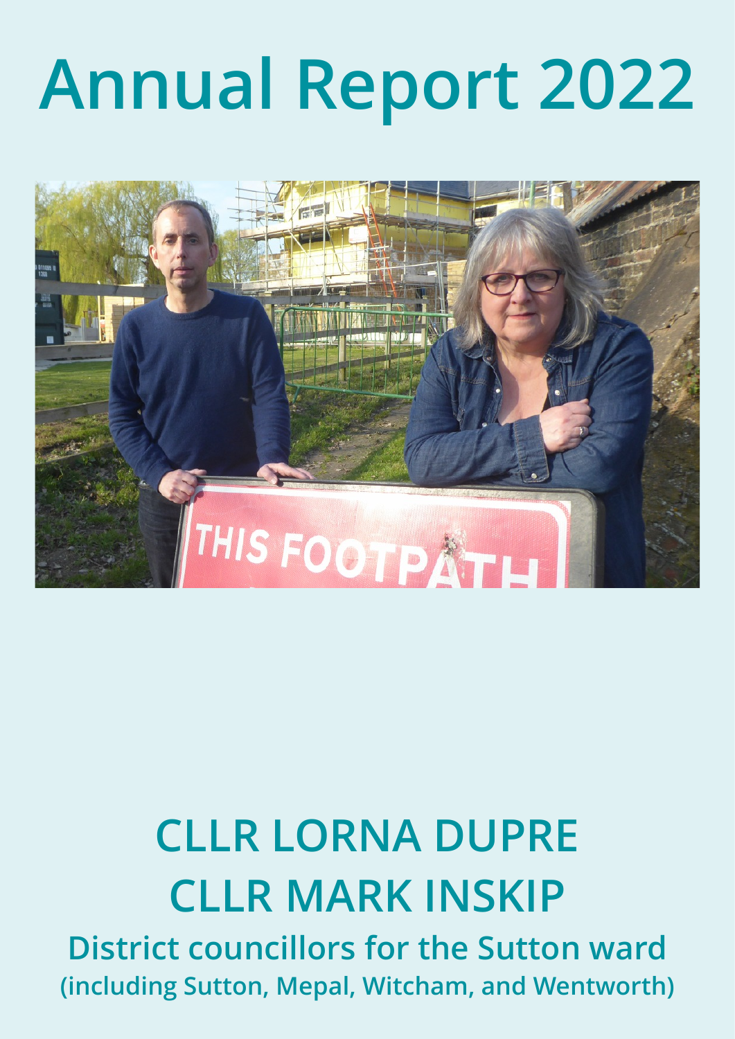# Annual Report 2022

## CLLR LORNA DUPRE
## CLLR MARK INSKIP

**District councillors for the Sutton ward**
**(including Sutton, Mepal, Witcham, and Wentworth)**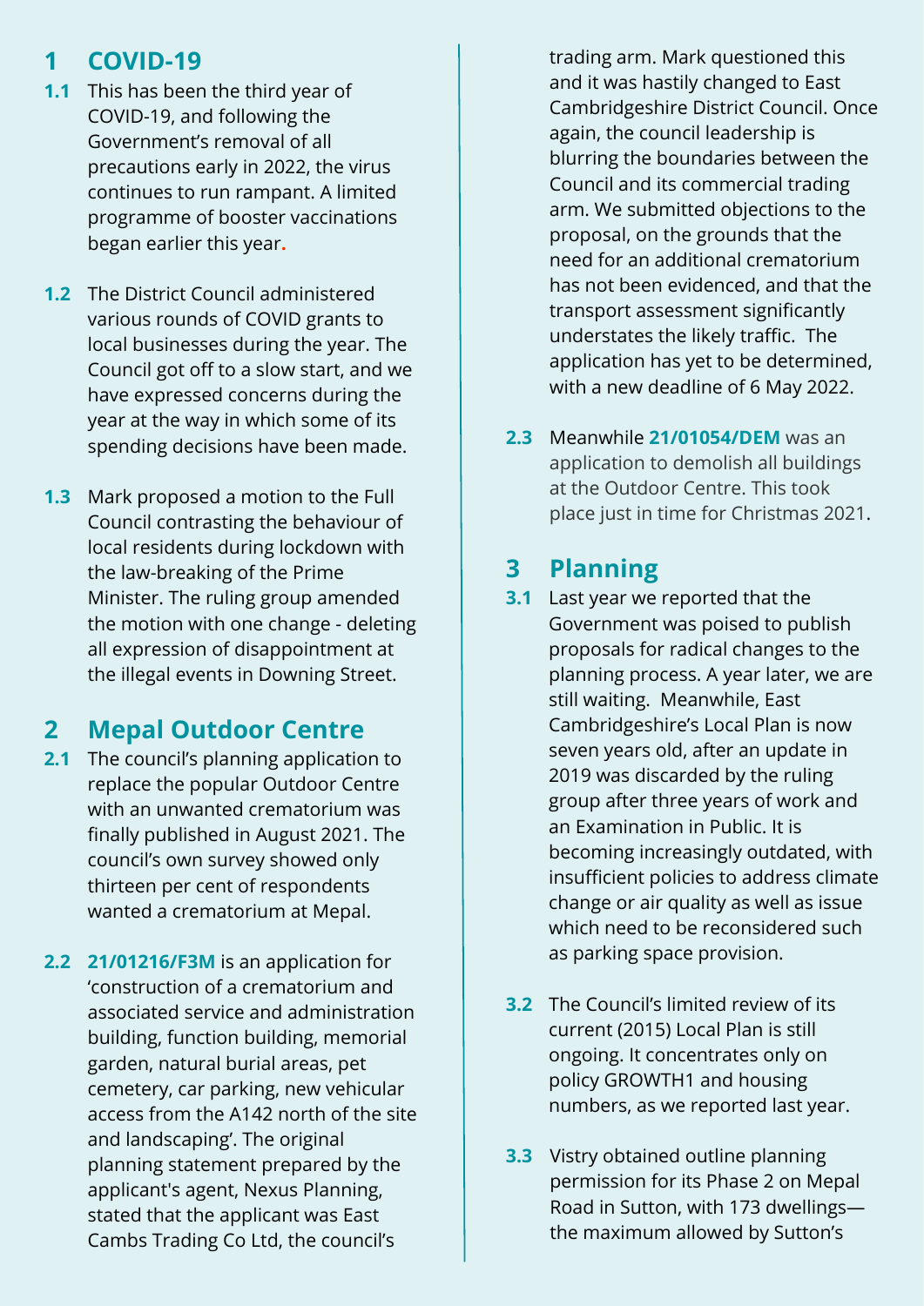## 1 COVID-19

**1.1** This has been the third year of COVID-19, and following the Government's removal of all precautions early in 2022, the virus continues to run rampant. A limited programme of booster vaccinations began earlier this year.

**1.2** The District Council administered various rounds of COVID grants to local businesses during the year. The Council got off to a slow start, and we have expressed concerns during the year at the way in which some of its spending decisions have been made.

**1.3** Mark proposed a motion to the Full Council contrasting the behaviour of local residents during lockdown with the law-breaking of the Prime Minister. The ruling group amended the motion with one change - deleting all expression of disappointment at the illegal events in Downing Street.

## 2 Mepal Outdoor Centre

**2.1** The council's planning application to replace the popular Outdoor Centre with an unwanted crematorium was finally published in August 2021. The council's own survey showed only thirteen per cent of respondents wanted a crematorium at Mepal.

**2.2** **21/01216/F3M** is an application for 'construction of a crematorium and associated service and administration building, function building, memorial garden, natural burial areas, pet cemetery, car parking, new vehicular access from the A142 north of the site and landscaping'. The original planning statement prepared by the applicant's agent, Nexus Planning, stated that the applicant was East Cambs Trading Co Ltd, the council's trading arm. Mark questioned this and it was hastily changed to East Cambridgeshire District Council. Once again, the council leadership is blurring the boundaries between the Council and its commercial trading arm. We submitted objections to the proposal, on the grounds that the need for an additional crematorium has not been evidenced, and that the transport assessment significantly understates the likely traffic. The application has yet to be determined, with a new deadline of 6 May 2022.

**2.3** Meanwhile **21/01054/DEM** was an application to demolish all buildings at the Outdoor Centre. This took place just in time for Christmas 2021.

## 3 Planning

**3.1** Last year we reported that the Government was poised to publish proposals for radical changes to the planning process. A year later, we are still waiting. Meanwhile, East Cambridgeshire's Local Plan is now seven years old, after an update in 2019 was discarded by the ruling group after three years of work and an Examination in Public. It is becoming increasingly outdated, with insufficient policies to address climate change or air quality as well as issue which need to be reconsidered such as parking space provision.

**3.2** The Council's limited review of its current (2015) Local Plan is still ongoing. It concentrates only on policy GROWTH1 and housing numbers, as we reported last year.

**3.3** Vistry obtained outline planning permission for its Phase 2 on Mepal Road in Sutton, with 173 dwellings—the maximum allowed by Sutton's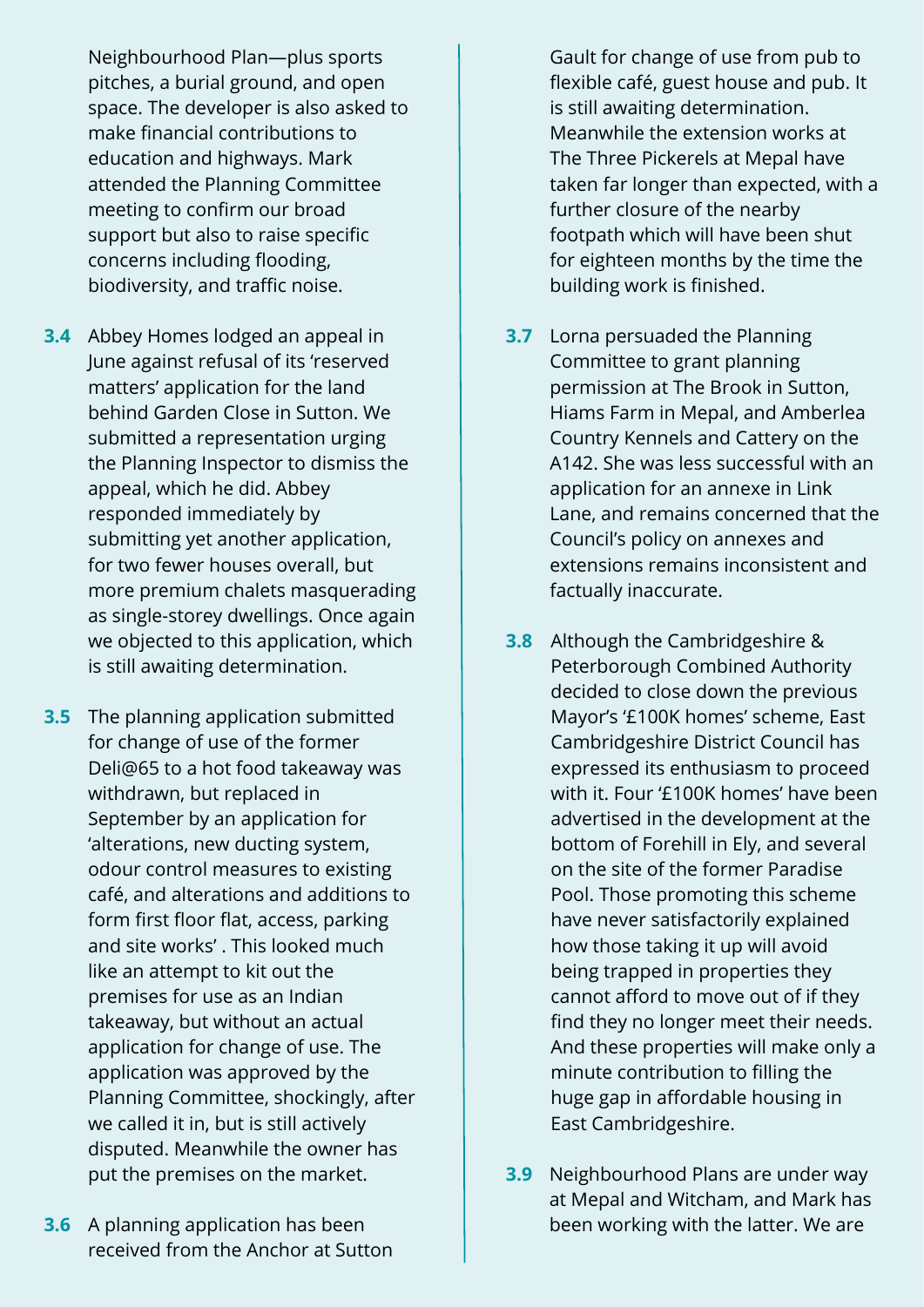Neighbourhood Plan—plus sports pitches, a burial ground, and open space. The developer is also asked to make financial contributions to education and highways. Mark attended the Planning Committee meeting to confirm our broad support but also to raise specific concerns including flooding, biodiversity, and traffic noise.

**3.4** Abbey Homes lodged an appeal in June against refusal of its 'reserved matters' application for the land behind Garden Close in Sutton. We submitted a representation urging the Planning Inspector to dismiss the appeal, which he did. Abbey responded immediately by submitting yet another application, for two fewer houses overall, but more premium chalets masquerading as single-storey dwellings. Once again we objected to this application, which is still awaiting determination.

**3.5** The planning application submitted for change of use of the former Deli@65 to a hot food takeaway was withdrawn, but replaced in September by an application for 'alterations, new ducting system, odour control measures to existing café, and alterations and additions to form first floor flat, access, parking and site works' . This looked much like an attempt to kit out the premises for use as an Indian takeaway, but without an actual application for change of use. The application was approved by the Planning Committee, shockingly, after we called it in, but is still actively disputed. Meanwhile the owner has put the premises on the market.

**3.6** A planning application has been received from the Anchor at Sutton Gault for change of use from pub to flexible café, guest house and pub. It is still awaiting determination. Meanwhile the extension works at The Three Pickerels at Mepal have taken far longer than expected, with a further closure of the nearby footpath which will have been shut for eighteen months by the time the building work is finished.

**3.7** Lorna persuaded the Planning Committee to grant planning permission at The Brook in Sutton, Hiams Farm in Mepal, and Amberlea Country Kennels and Cattery on the A142. She was less successful with an application for an annexe in Link Lane, and remains concerned that the Council's policy on annexes and extensions remains inconsistent and factually inaccurate.

**3.8** Although the Cambridgeshire & Peterborough Combined Authority decided to close down the previous Mayor's '£100K homes' scheme, East Cambridgeshire District Council has expressed its enthusiasm to proceed with it. Four '£100K homes' have been advertised in the development at the bottom of Forehill in Ely, and several on the site of the former Paradise Pool. Those promoting this scheme have never satisfactorily explained how those taking it up will avoid being trapped in properties they cannot afford to move out of if they find they no longer meet their needs. And these properties will make only a minute contribution to filling the huge gap in affordable housing in East Cambridgeshire.

**3.9** Neighbourhood Plans are under way at Mepal and Witcham, and Mark has been working with the latter. We are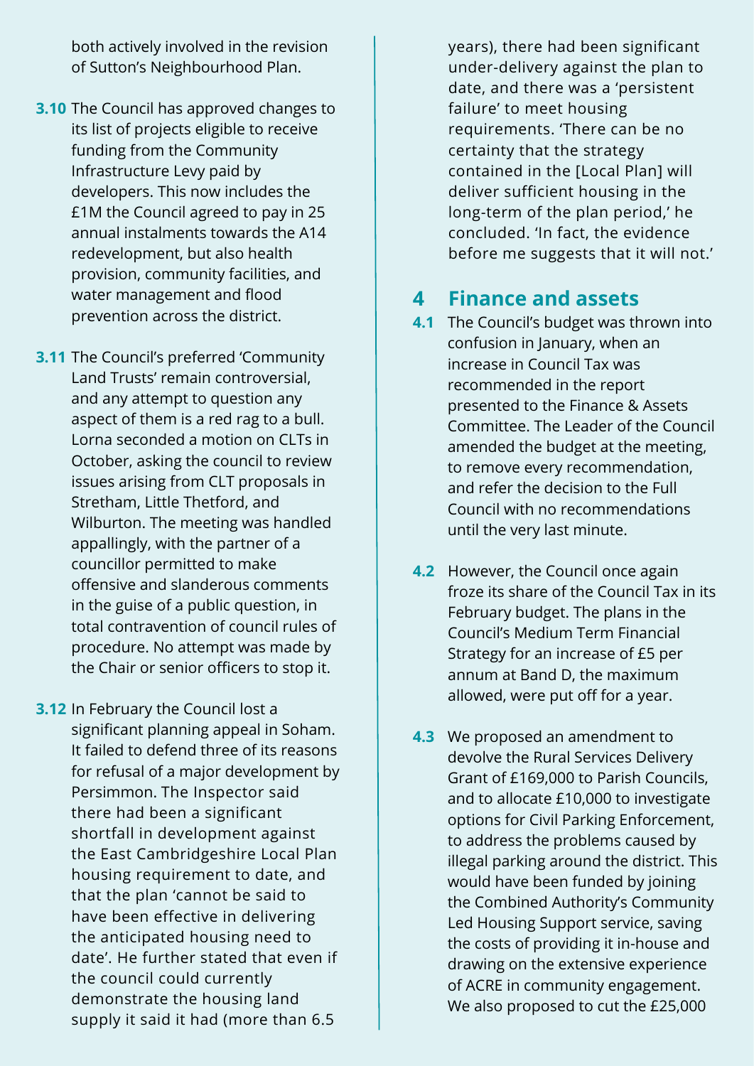both actively involved in the revision of Sutton's Neighbourhood Plan.

**3.10** The Council has approved changes to its list of projects eligible to receive funding from the Community Infrastructure Levy paid by developers. This now includes the £1M the Council agreed to pay in 25 annual instalments towards the A14 redevelopment, but also health provision, community facilities, and water management and flood prevention across the district.

**3.11** The Council's preferred 'Community Land Trusts' remain controversial, and any attempt to question any aspect of them is a red rag to a bull. Lorna seconded a motion on CLTs in October, asking the council to review issues arising from CLT proposals in Stretham, Little Thetford, and Wilburton. The meeting was handled appallingly, with the partner of a councillor permitted to make offensive and slanderous comments in the guise of a public question, in total contravention of council rules of procedure. No attempt was made by the Chair or senior officers to stop it.

**3.12** In February the Council lost a significant planning appeal in Soham. It failed to defend three of its reasons for refusal of a major development by Persimmon. The Inspector said there had been a significant shortfall in development against the East Cambridgeshire Local Plan housing requirement to date, and that the plan 'cannot be said to have been effective in delivering the anticipated housing need to date'. He further stated that even if the council could currently demonstrate the housing land supply it said it had (more than 6.5 years), there had been significant under-delivery against the plan to date, and there was a 'persistent failure' to meet housing requirements. 'There can be no certainty that the strategy contained in the [Local Plan] will deliver sufficient housing in the long-term of the plan period,' he concluded. 'In fact, the evidence before me suggests that it will not.'

## 4 Finance and assets

**4.1** The Council's budget was thrown into confusion in January, when an increase in Council Tax was recommended in the report presented to the Finance & Assets Committee. The Leader of the Council amended the budget at the meeting, to remove every recommendation, and refer the decision to the Full Council with no recommendations until the very last minute.

**4.2** However, the Council once again froze its share of the Council Tax in its February budget. The plans in the Council's Medium Term Financial Strategy for an increase of £5 per annum at Band D, the maximum allowed, were put off for a year.

**4.3** We proposed an amendment to devolve the Rural Services Delivery Grant of £169,000 to Parish Councils, and to allocate £10,000 to investigate options for Civil Parking Enforcement, to address the problems caused by illegal parking around the district. This would have been funded by joining the Combined Authority's Community Led Housing Support service, saving the costs of providing it in-house and drawing on the extensive experience of ACRE in community engagement. We also proposed to cut the £25,000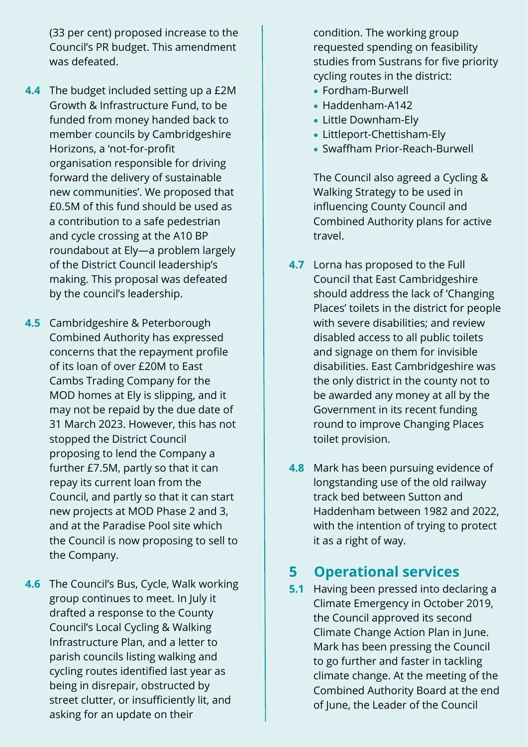(33 per cent) proposed increase to the Council's PR budget. This amendment was defeated.

**4.4** The budget included setting up a £2M Growth & Infrastructure Fund, to be funded from money handed back to member councils by Cambridgeshire Horizons, a 'not-for-profit organisation responsible for driving forward the delivery of sustainable new communities'. We proposed that £0.5M of this fund should be used as a contribution to a safe pedestrian and cycle crossing at the A10 BP roundabout at Ely—a problem largely of the District Council leadership's making. This proposal was defeated by the council's leadership.

**4.5** Cambridgeshire & Peterborough Combined Authority has expressed concerns that the repayment profile of its loan of over £20M to East Cambs Trading Company for the MOD homes at Ely is slipping, and it may not be repaid by the due date of 31 March 2023. However, this has not stopped the District Council proposing to lend the Company a further £7.5M, partly so that it can repay its current loan from the Council, and partly so that it can start new projects at MOD Phase 2 and 3, and at the Paradise Pool site which the Council is now proposing to sell to the Company.

**4.6** The Council's Bus, Cycle, Walk working group continues to meet. In July it drafted a response to the County Council's Local Cycling & Walking Infrastructure Plan, and a letter to parish councils listing walking and cycling routes identified last year as being in disrepair, obstructed by street clutter, or insufficiently lit, and asking for an update on their condition. The working group requested spending on feasibility studies from Sustrans for five priority cycling routes in the district:

- Fordham-Burwell
- Haddenham-A142
- Little Downham-Ely
- Littleport-Chettisham-Ely
- Swaffham Prior-Reach-Burwell

The Council also agreed a Cycling & Walking Strategy to be used in influencing County Council and Combined Authority plans for active travel.

**4.7** Lorna has proposed to the Full Council that East Cambridgeshire should address the lack of 'Changing Places' toilets in the district for people with severe disabilities; and review disabled access to all public toilets and signage on them for invisible disabilities. East Cambridgeshire was the only district in the county not to be awarded any money at all by the Government in its recent funding round to improve Changing Places toilet provision.

**4.8** Mark has been pursuing evidence of longstanding use of the old railway track bed between Sutton and Haddenham between 1982 and 2022, with the intention of trying to protect it as a right of way.

## 5 Operational services

**5.1** Having been pressed into declaring a Climate Emergency in October 2019, the Council approved its second Climate Change Action Plan in June. Mark has been pressing the Council to go further and faster in tackling climate change. At the meeting of the Combined Authority Board at the end of June, the Leader of the Council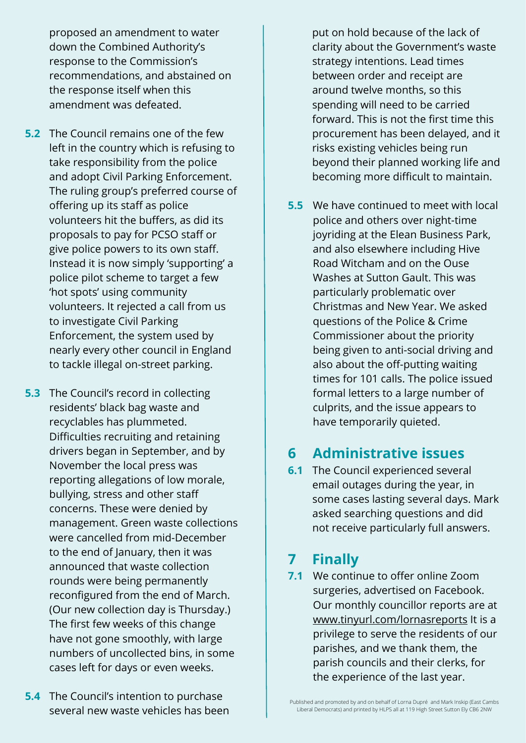proposed an amendment to water down the Combined Authority's response to the Commission's recommendations, and abstained on the response itself when this amendment was defeated.

**5.2** The Council remains one of the few left in the country which is refusing to take responsibility from the police and adopt Civil Parking Enforcement. The ruling group's preferred course of offering up its staff as police volunteers hit the buffers, as did its proposals to pay for PCSO staff or give police powers to its own staff. Instead it is now simply 'supporting' a police pilot scheme to target a few 'hot spots' using community volunteers. It rejected a call from us to investigate Civil Parking Enforcement, the system used by nearly every other council in England to tackle illegal on-street parking.

**5.3** The Council's record in collecting residents' black bag waste and recyclables has plummeted. Difficulties recruiting and retaining drivers began in September, and by November the local press was reporting allegations of low morale, bullying, stress and other staff concerns. These were denied by management. Green waste collections were cancelled from mid-December to the end of January, then it was announced that waste collection rounds were being permanently reconfigured from the end of March. (Our new collection day is Thursday.) The first few weeks of this change have not gone smoothly, with large numbers of uncollected bins, in some cases left for days or even weeks.

**5.4** The Council's intention to purchase several new waste vehicles has been put on hold because of the lack of clarity about the Government's waste strategy intentions. Lead times between order and receipt are around twelve months, so this spending will need to be carried forward. This is not the first time this procurement has been delayed, and it risks existing vehicles being run beyond their planned working life and becoming more difficult to maintain.

**5.5** We have continued to meet with local police and others over night-time joyriding at the Elean Business Park, and also elsewhere including Hive Road Witcham and on the Ouse Washes at Sutton Gault. This was particularly problematic over Christmas and New Year. We asked questions of the Police & Crime Commissioner about the priority being given to anti-social driving and also about the off-putting waiting times for 101 calls. The police issued formal letters to a large number of culprits, and the issue appears to have temporarily quieted.

## 6 Administrative issues

**6.1** The Council experienced several email outages during the year, in some cases lasting several days. Mark asked searching questions and did not receive particularly full answers.

## 7 Finally

**7.1** We continue to offer online Zoom surgeries, advertised on Facebook. Our monthly councillor reports are at www.tinyurl.com/lornasreports It is a privilege to serve the residents of our parishes, and we thank them, the parish councils and their clerks, for the experience of the last year.

Published and promoted by and on behalf of Lorna Dupré and Mark Inskip (East Cambs Liberal Democrats) and printed by HLPS all at 119 High Street Sutton Ely CB6 2NW